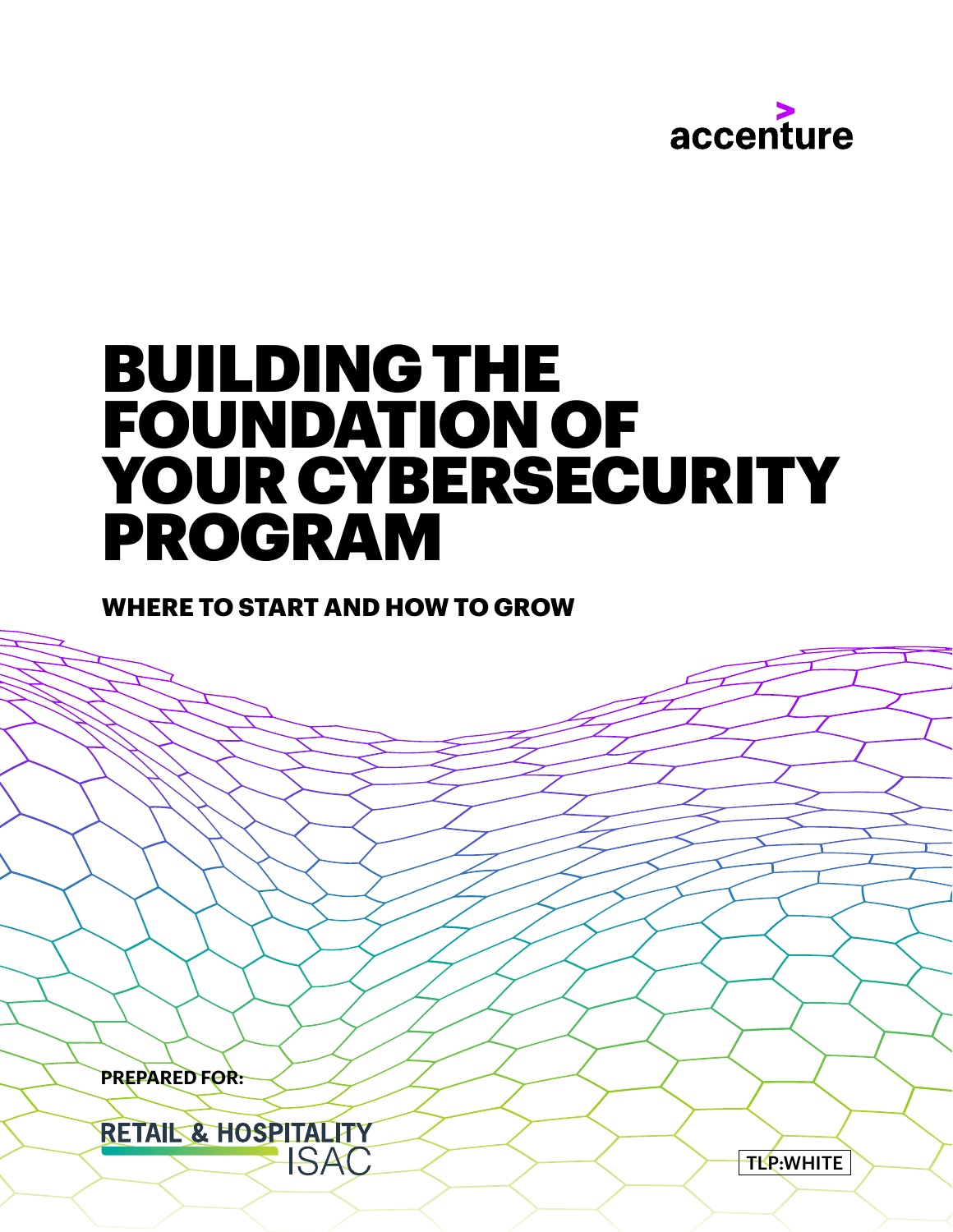accenture

# BUILDING THE FOUNDATION OF YOUR CYBERSECURITY PROGRAM

## WHERE TO START AND HOW TO GROW

**PREPARED FOR:**

RETAIL & HOSPITALITY ISAC

TLP:WHITE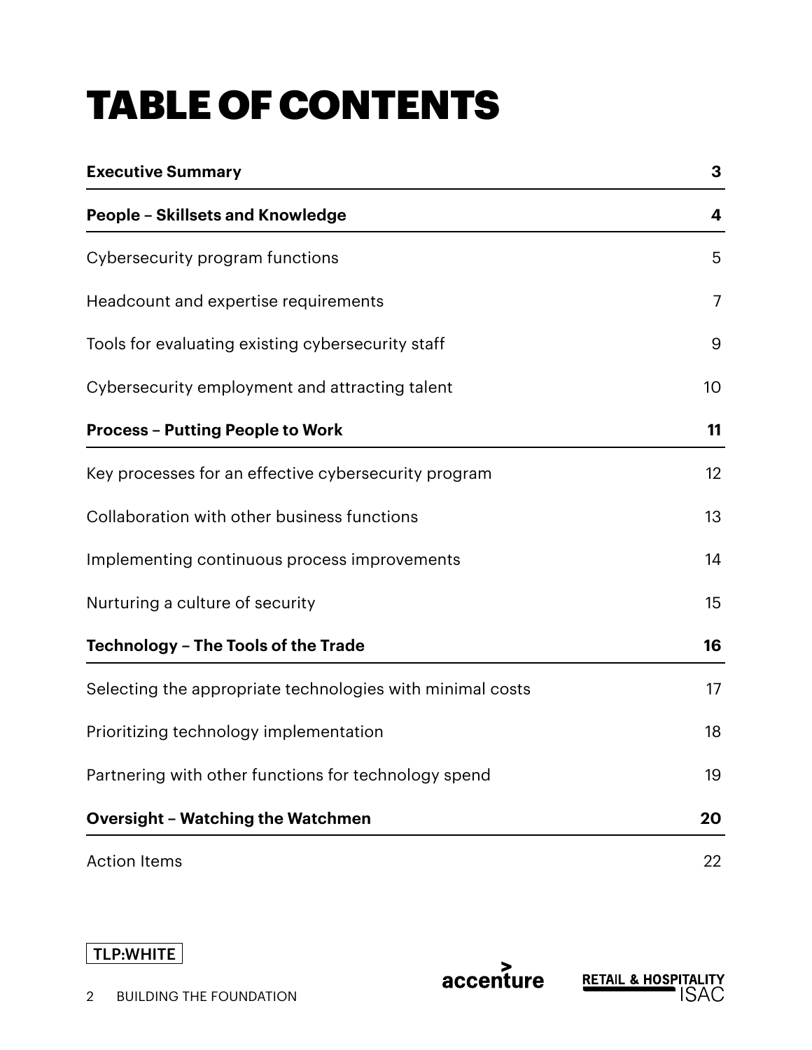# TABLE OF CONTENTS

| | |
|---|---|
| **Executive Summary** | **3** |
| **People – Skillsets and Knowledge** | **4** |
| Cybersecurity program functions | 5 |
| Headcount and expertise requirements | 7 |
| Tools for evaluating existing cybersecurity staff | 9 |
| Cybersecurity employment and attracting talent | 10 |
| **Process – Putting People to Work** | **11** |
| Key processes for an effective cybersecurity program | 12 |
| Collaboration with other business functions | 13 |
| Implementing continuous process improvements | 14 |
| Nurturing a culture of security | 15 |
| **Technology – The Tools of the Trade** | **16** |
| Selecting the appropriate technologies with minimal costs | 17 |
| Prioritizing technology implementation | 18 |
| Partnering with other functions for technology spend | 19 |
| **Oversight – Watching the Watchmen** | **20** |
| Action Items | 22 |

TLP:WHITE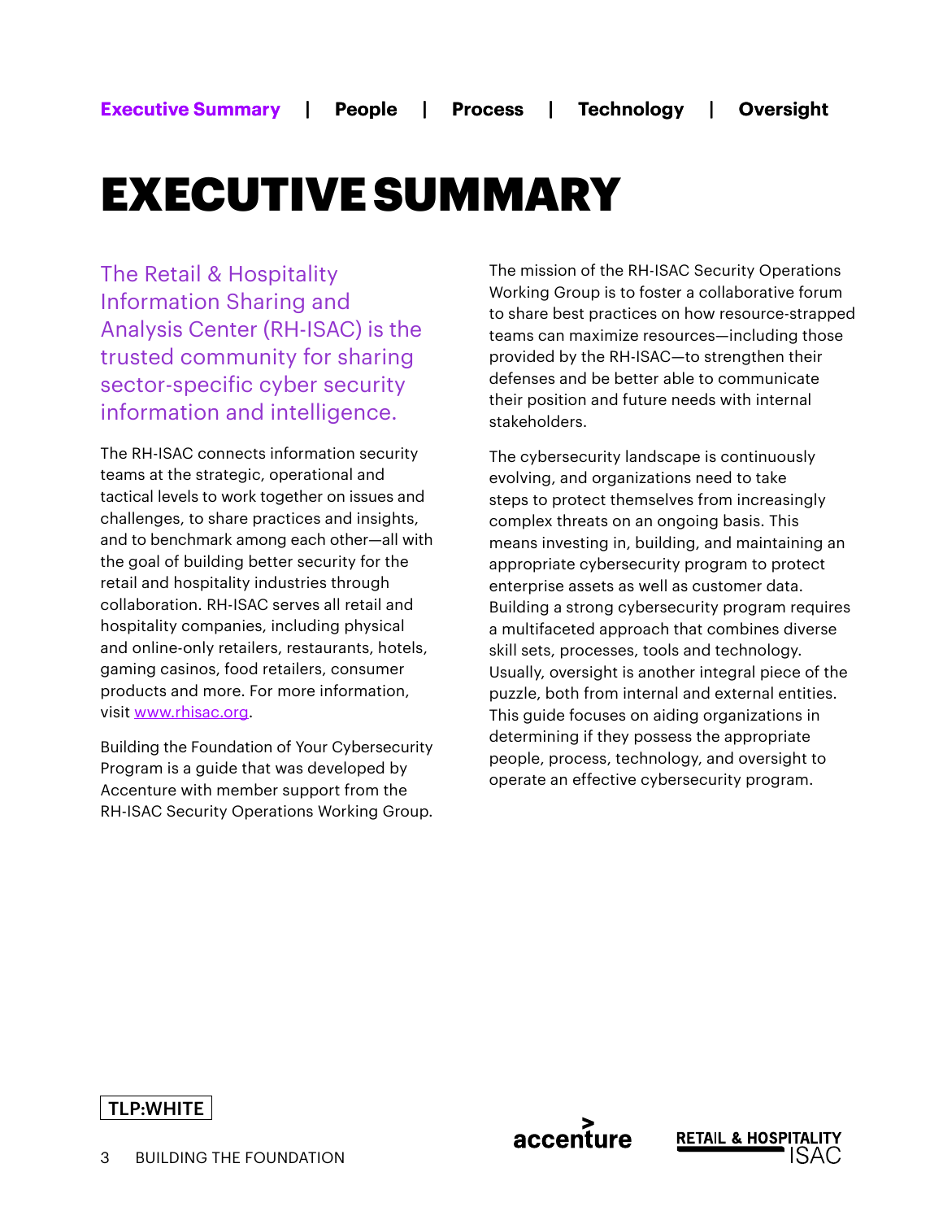# EXECUTIVE SUMMARY

The Retail & Hospitality Information Sharing and Analysis Center (RH-ISAC) is the trusted community for sharing sector-specific cyber security information and intelligence.

The RH-ISAC connects information security teams at the strategic, operational and tactical levels to work together on issues and challenges, to share practices and insights, and to benchmark among each other—all with the goal of building better security for the retail and hospitality industries through collaboration. RH-ISAC serves all retail and hospitality companies, including physical and online-only retailers, restaurants, hotels, gaming casinos, food retailers, consumer products and more. For more information, visit [www.rhisac.org](http://www.rhisac.org).

Building the Foundation of Your Cybersecurity Program is a guide that was developed by Accenture with member support from the RH-ISAC Security Operations Working Group.

The mission of the RH-ISAC Security Operations Working Group is to foster a collaborative forum to share best practices on how resource-strapped teams can maximize resources—including those provided by the RH-ISAC—to strengthen their defenses and be better able to communicate their position and future needs with internal stakeholders.

The cybersecurity landscape is continuously evolving, and organizations need to take steps to protect themselves from increasingly complex threats on an ongoing basis. This means investing in, building, and maintaining an appropriate cybersecurity program to protect enterprise assets as well as customer data. Building a strong cybersecurity program requires a multifaceted approach that combines diverse skill sets, processes, tools and technology. Usually, oversight is another integral piece of the puzzle, both from internal and external entities. This guide focuses on aiding organizations in determining if they possess the appropriate people, process, technology, and oversight to operate an effective cybersecurity program.

TLP:WHITE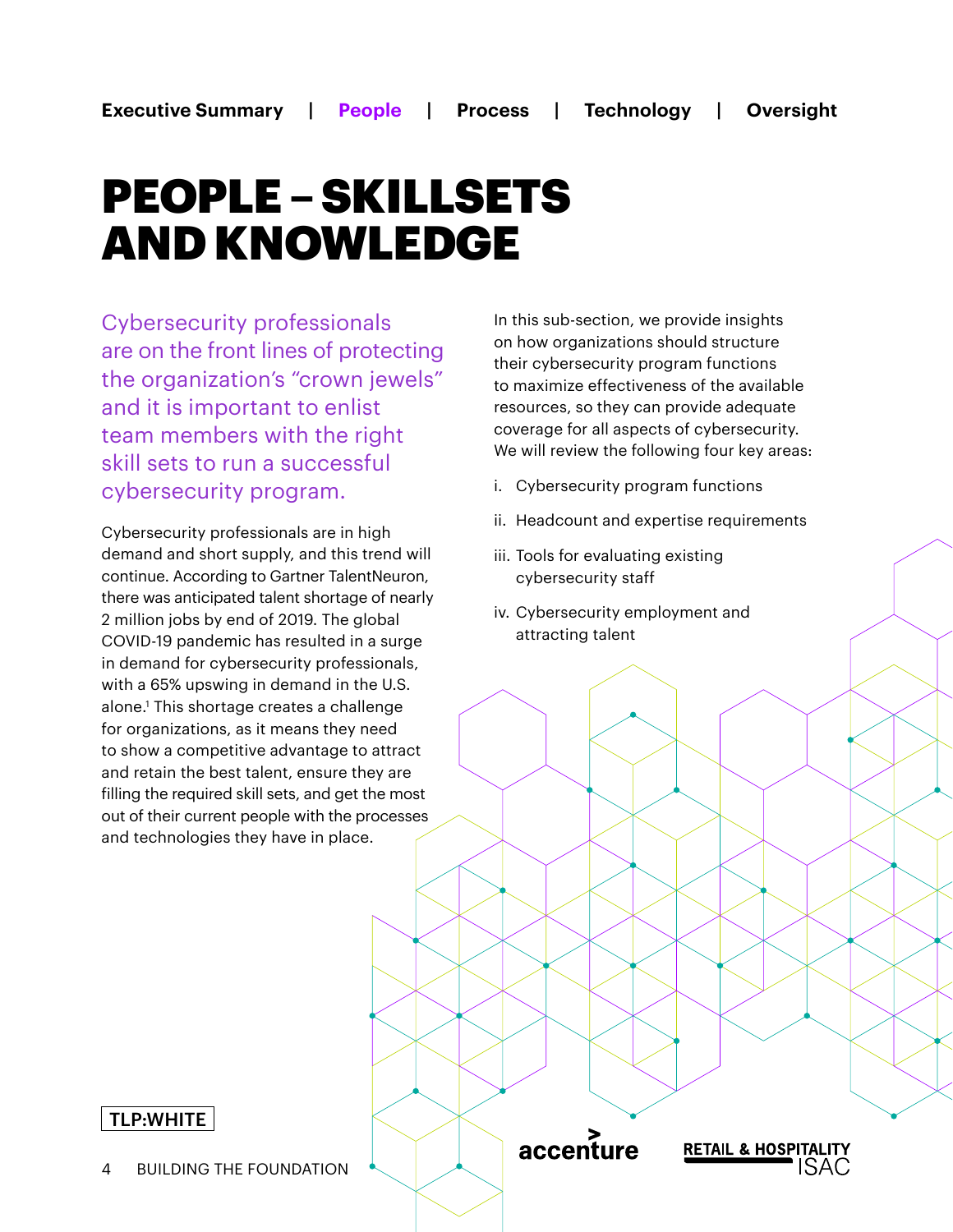# PEOPLE – SKILLSETS AND KNOWLEDGE

Cybersecurity professionals are on the front lines of protecting the organization's "crown jewels" and it is important to enlist team members with the right skill sets to run a successful cybersecurity program.

Cybersecurity professionals are in high demand and short supply, and this trend will continue. According to Gartner TalentNeuron, there was anticipated talent shortage of nearly 2 million jobs by end of 2019. The global COVID-19 pandemic has resulted in a surge in demand for cybersecurity professionals, with a 65% upswing in demand in the U.S. alone.[1] This shortage creates a challenge for organizations, as it means they need to show a competitive advantage to attract and retain the best talent, ensure they are filling the required skill sets, and get the most out of their current people with the processes and technologies they have in place.

In this sub-section, we provide insights on how organizations should structure their cybersecurity program functions to maximize effectiveness of the available resources, so they can provide adequate coverage for all aspects of cybersecurity. We will review the following four key areas:

i. Cybersecurity program functions

ii. Headcount and expertise requirements

iii. Tools for evaluating existing cybersecurity staff

iv. Cybersecurity employment and attracting talent

TLP:WHITE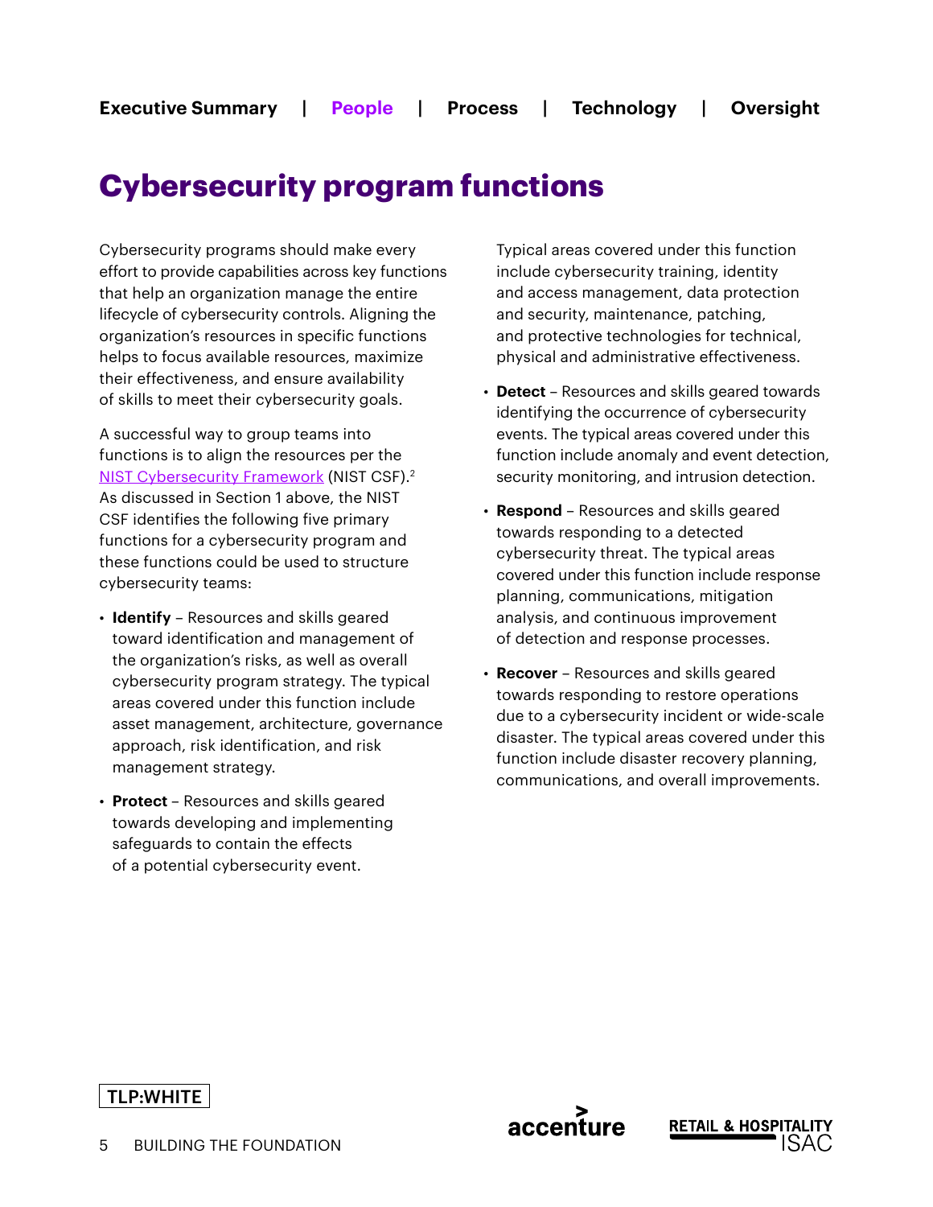# Cybersecurity program functions

Cybersecurity programs should make every effort to provide capabilities across key functions that help an organization manage the entire lifecycle of cybersecurity controls. Aligning the organization's resources in specific functions helps to focus available resources, maximize their effectiveness, and ensure availability of skills to meet their cybersecurity goals.

A successful way to group teams into functions is to align the resources per the NIST Cybersecurity Framework (NIST CSF).[2] As discussed in Section 1 above, the NIST CSF identifies the following five primary functions for a cybersecurity program and these functions could be used to structure cybersecurity teams:

- **Identify** – Resources and skills geared toward identification and management of the organization's risks, as well as overall cybersecurity program strategy. The typical areas covered under this function include asset management, architecture, governance approach, risk identification, and risk management strategy.
- **Protect** – Resources and skills geared towards developing and implementing safeguards to contain the effects of a potential cybersecurity event. Typical areas covered under this function include cybersecurity training, identity and access management, data protection and security, maintenance, patching, and protective technologies for technical, physical and administrative effectiveness.
- **Detect** – Resources and skills geared towards identifying the occurrence of cybersecurity events. The typical areas covered under this function include anomaly and event detection, security monitoring, and intrusion detection.
- **Respond** – Resources and skills geared towards responding to a detected cybersecurity threat. The typical areas covered under this function include response planning, communications, mitigation analysis, and continuous improvement of detection and response processes.
- **Recover** – Resources and skills geared towards responding to restore operations due to a cybersecurity incident or wide-scale disaster. The typical areas covered under this function include disaster recovery planning, communications, and overall improvements.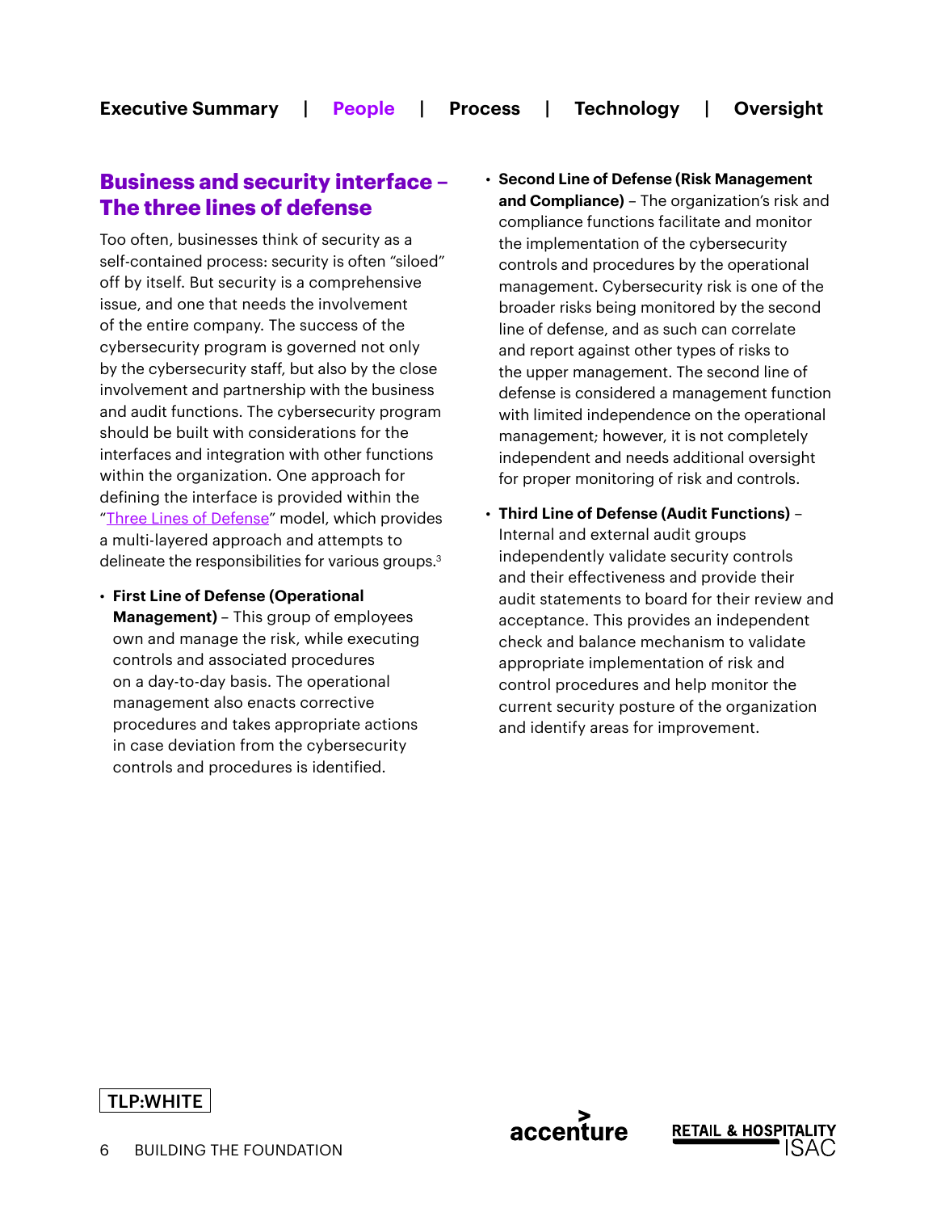## Business and security interface – The three lines of defense

Too often, businesses think of security as a self-contained process: security is often "siloed" off by itself. But security is a comprehensive issue, and one that needs the involvement of the entire company. The success of the cybersecurity program is governed not only by the cybersecurity staff, but also by the close involvement and partnership with the business and audit functions. The cybersecurity program should be built with considerations for the interfaces and integration with other functions within the organization. One approach for defining the interface is provided within the "Three Lines of Defense" model, which provides a multi-layered approach and attempts to delineate the responsibilities for various groups.[3]

- **First Line of Defense (Operational Management)** – This group of employees own and manage the risk, while executing controls and associated procedures on a day-to-day basis. The operational management also enacts corrective procedures and takes appropriate actions in case deviation from the cybersecurity controls and procedures is identified.
- **Second Line of Defense (Risk Management and Compliance)** – The organization's risk and compliance functions facilitate and monitor the implementation of the cybersecurity controls and procedures by the operational management. Cybersecurity risk is one of the broader risks being monitored by the second line of defense, and as such can correlate and report against other types of risks to the upper management. The second line of defense is considered a management function with limited independence on the operational management; however, it is not completely independent and needs additional oversight for proper monitoring of risk and controls.
- **Third Line of Defense (Audit Functions)** – Internal and external audit groups independently validate security controls and their effectiveness and provide their audit statements to board for their review and acceptance. This provides an independent check and balance mechanism to validate appropriate implementation of risk and control procedures and help monitor the current security posture of the organization and identify areas for improvement.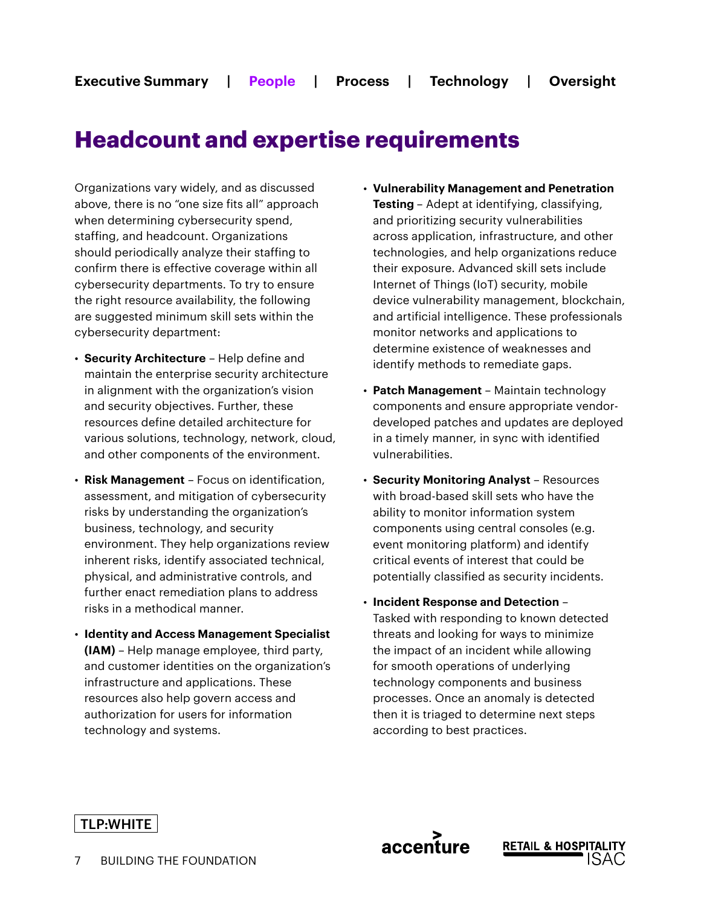# Headcount and expertise requirements

Organizations vary widely, and as discussed above, there is no "one size fits all" approach when determining cybersecurity spend, staffing, and headcount. Organizations should periodically analyze their staffing to confirm there is effective coverage within all cybersecurity departments. To try to ensure the right resource availability, the following are suggested minimum skill sets within the cybersecurity department:

- **Security Architecture** – Help define and maintain the enterprise security architecture in alignment with the organization's vision and security objectives. Further, these resources define detailed architecture for various solutions, technology, network, cloud, and other components of the environment.
- **Risk Management** – Focus on identification, assessment, and mitigation of cybersecurity risks by understanding the organization's business, technology, and security environment. They help organizations review inherent risks, identify associated technical, physical, and administrative controls, and further enact remediation plans to address risks in a methodical manner.
- **Identity and Access Management Specialist (IAM)** – Help manage employee, third party, and customer identities on the organization's infrastructure and applications. These resources also help govern access and authorization for users for information technology and systems.
- **Vulnerability Management and Penetration Testing** – Adept at identifying, classifying, and prioritizing security vulnerabilities across application, infrastructure, and other technologies, and help organizations reduce their exposure. Advanced skill sets include Internet of Things (IoT) security, mobile device vulnerability management, blockchain, and artificial intelligence. These professionals monitor networks and applications to determine existence of weaknesses and identify methods to remediate gaps.
- **Patch Management** – Maintain technology components and ensure appropriate vendor-developed patches and updates are deployed in a timely manner, in sync with identified vulnerabilities.
- **Security Monitoring Analyst** – Resources with broad-based skill sets who have the ability to monitor information system components using central consoles (e.g. event monitoring platform) and identify critical events of interest that could be potentially classified as security incidents.
- **Incident Response and Detection** – Tasked with responding to known detected threats and looking for ways to minimize the impact of an incident while allowing for smooth operations of underlying technology components and business processes. Once an anomaly is detected then it is triaged to determine next steps according to best practices.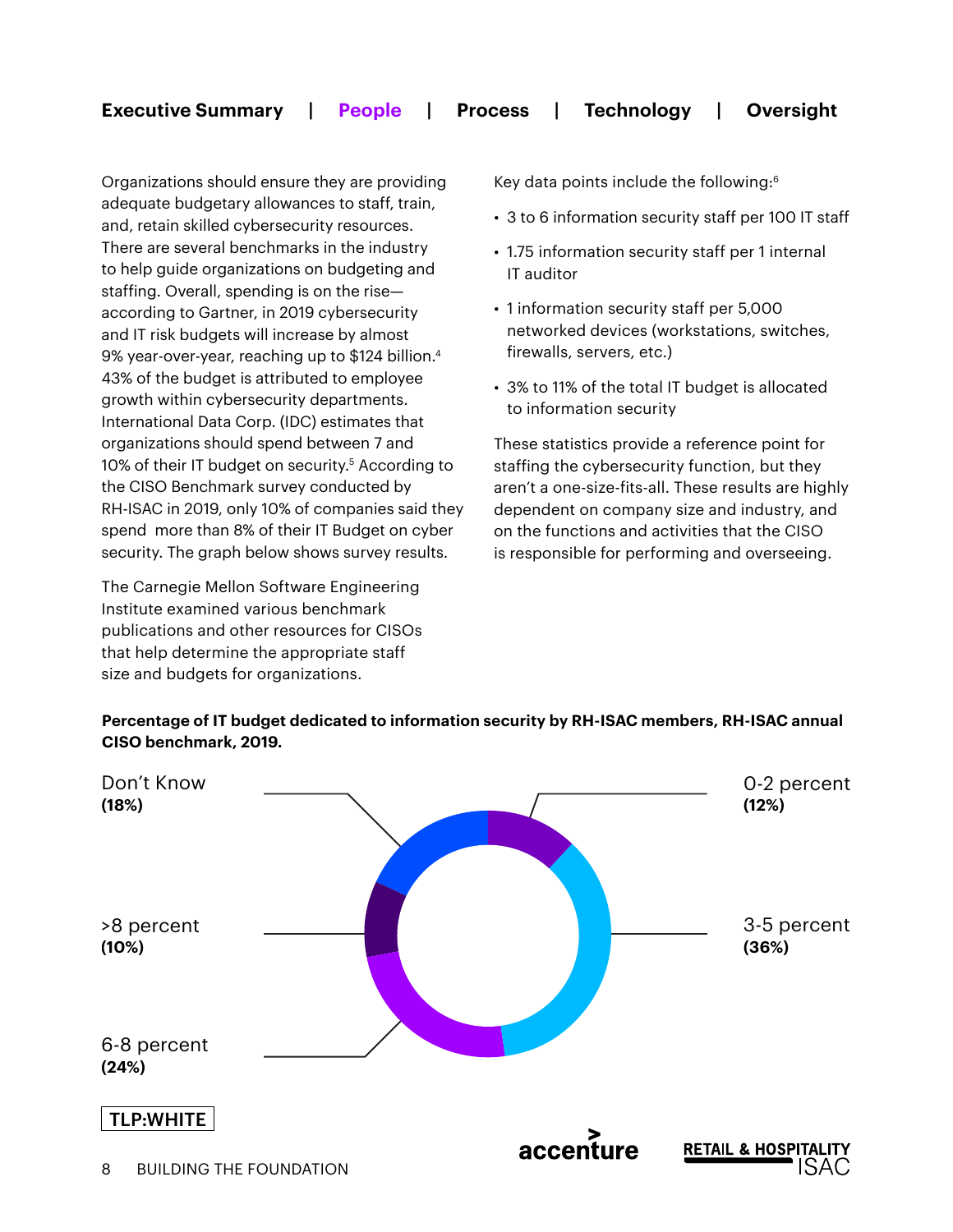Organizations should ensure they are providing adequate budgetary allowances to staff, train, and, retain skilled cybersecurity resources. There are several benchmarks in the industry to help guide organizations on budgeting and staffing. Overall, spending is on the rise—according to Gartner, in 2019 cybersecurity and IT risk budgets will increase by almost 9% year-over-year, reaching up to $124 billion.[4] 43% of the budget is attributed to employee growth within cybersecurity departments. International Data Corp. (IDC) estimates that organizations should spend between 7 and 10% of their IT budget on security.[5] According to the CISO Benchmark survey conducted by RH-ISAC in 2019, only 10% of companies said they spend more than 8% of their IT Budget on cyber security. The graph below shows survey results.

The Carnegie Mellon Software Engineering Institute examined various benchmark publications and other resources for CISOs that help determine the appropriate staff size and budgets for organizations.

Key data points include the following:[6]

- 3 to 6 information security staff per 100 IT staff
- 1.75 information security staff per 1 internal IT auditor
- 1 information security staff per 5,000 networked devices (workstations, switches, firewalls, servers, etc.)
- 3% to 11% of the total IT budget is allocated to information security

These statistics provide a reference point for staffing the cybersecurity function, but they aren't a one-size-fits-all. These results are highly dependent on company size and industry, and on the functions and activities that the CISO is responsible for performing and overseeing.

**Percentage of IT budget dedicated to information security by RH-ISAC members, RH-ISAC annual CISO benchmark, 2019.**

| Category | Percentage |
|---|---|
| 0-2 percent | 12% |
| 3-5 percent | 36% |
| 6-8 percent | 24% |
| >8 percent | 10% |
| Don't Know | 18% |

TLP:WHITE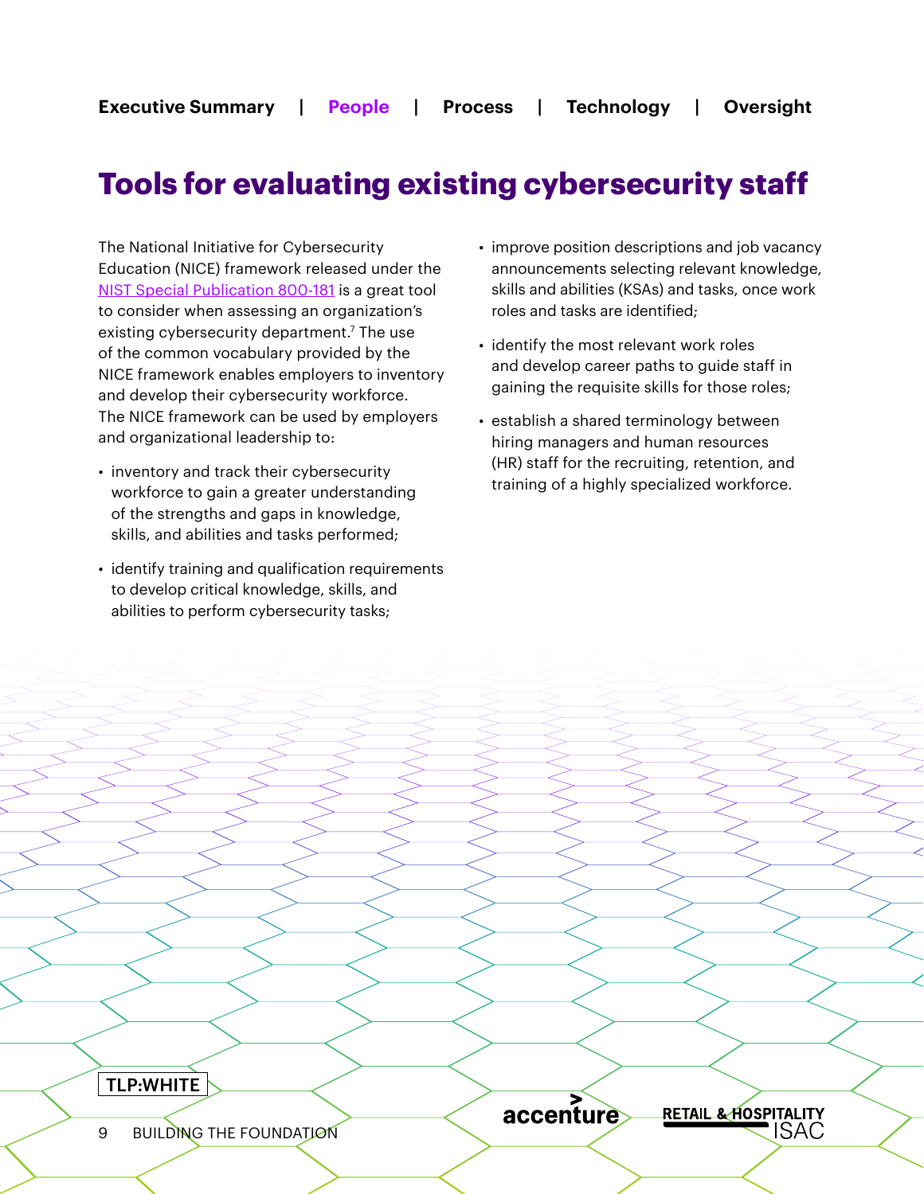# Tools for evaluating existing cybersecurity staff

The National Initiative for Cybersecurity Education (NICE) framework released under the NIST Special Publication 800-181 is a great tool to consider when assessing an organization's existing cybersecurity department.[7] The use of the common vocabulary provided by the NICE framework enables employers to inventory and develop their cybersecurity workforce. The NICE framework can be used by employers and organizational leadership to:

- inventory and track their cybersecurity workforce to gain a greater understanding of the strengths and gaps in knowledge, skills, and abilities and tasks performed;
- identify training and qualification requirements to develop critical knowledge, skills, and abilities to perform cybersecurity tasks;
- improve position descriptions and job vacancy announcements selecting relevant knowledge, skills and abilities (KSAs) and tasks, once work roles and tasks are identified;
- identify the most relevant work roles and develop career paths to guide staff in gaining the requisite skills for those roles;
- establish a shared terminology between hiring managers and human resources (HR) staff for the recruiting, retention, and training of a highly specialized workforce.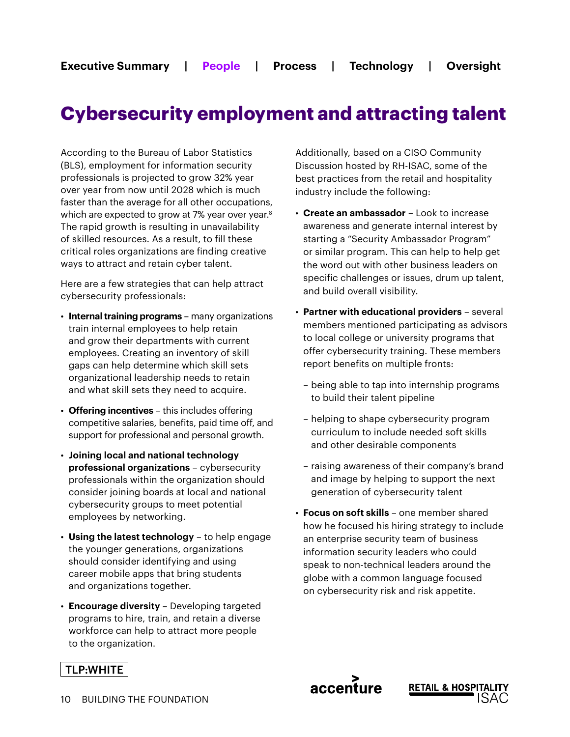# Cybersecurity employment and attracting talent

According to the Bureau of Labor Statistics (BLS), employment for information security professionals is projected to grow 32% year over year from now until 2028 which is much faster than the average for all other occupations, which are expected to grow at 7% year over year.[8] The rapid growth is resulting in unavailability of skilled resources. As a result, to fill these critical roles organizations are finding creative ways to attract and retain cyber talent.

Here are a few strategies that can help attract cybersecurity professionals:

- **Internal training programs** – many organizations train internal employees to help retain and grow their departments with current employees. Creating an inventory of skill gaps can help determine which skill sets organizational leadership needs to retain and what skill sets they need to acquire.
- **Offering incentives** – this includes offering competitive salaries, benefits, paid time off, and support for professional and personal growth.
- **Joining local and national technology professional organizations** – cybersecurity professionals within the organization should consider joining boards at local and national cybersecurity groups to meet potential employees by networking.
- **Using the latest technology** – to help engage the younger generations, organizations should consider identifying and using career mobile apps that bring students and organizations together.
- **Encourage diversity** – Developing targeted programs to hire, train, and retain a diverse workforce can help to attract more people to the organization.

Additionally, based on a CISO Community Discussion hosted by RH-ISAC, some of the best practices from the retail and hospitality industry include the following:

- **Create an ambassador** – Look to increase awareness and generate internal interest by starting a "Security Ambassador Program" or similar program. This can help to help get the word out with other business leaders on specific challenges or issues, drum up talent, and build overall visibility.
- **Partner with educational providers** – several members mentioned participating as advisors to local college or university programs that offer cybersecurity training. These members report benefits on multiple fronts:
  - being able to tap into internship programs to build their talent pipeline
  - helping to shape cybersecurity program curriculum to include needed soft skills and other desirable components
  - raising awareness of their company's brand and image by helping to support the next generation of cybersecurity talent
- **Focus on soft skills** – one member shared how he focused his hiring strategy to include an enterprise security team of business information security leaders who could speak to non-technical leaders around the globe with a common language focused on cybersecurity risk and risk appetite.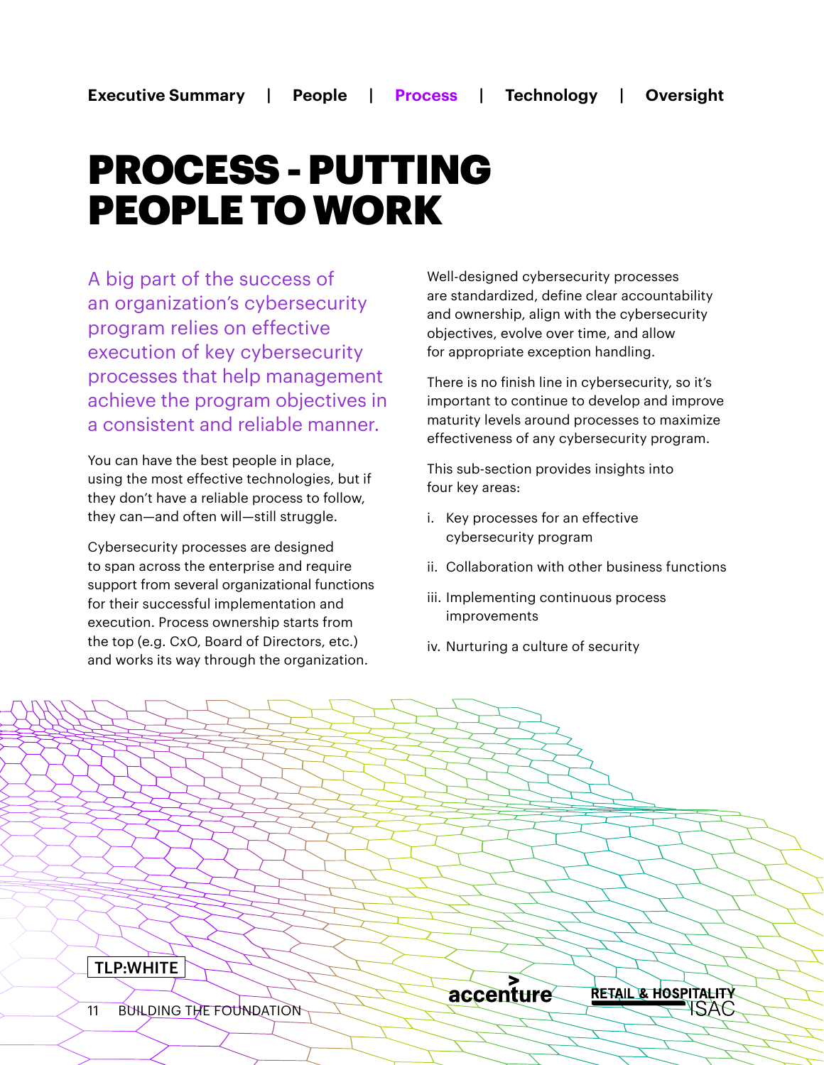# PROCESS - PUTTING PEOPLE TO WORK

A big part of the success of an organization's cybersecurity program relies on effective execution of key cybersecurity processes that help management achieve the program objectives in a consistent and reliable manner.

You can have the best people in place, using the most effective technologies, but if they don't have a reliable process to follow, they can—and often will—still struggle.

Cybersecurity processes are designed to span across the enterprise and require support from several organizational functions for their successful implementation and execution. Process ownership starts from the top (e.g. CxO, Board of Directors, etc.) and works its way through the organization.

Well-designed cybersecurity processes are standardized, define clear accountability and ownership, align with the cybersecurity objectives, evolve over time, and allow for appropriate exception handling.

There is no finish line in cybersecurity, so it's important to continue to develop and improve maturity levels around processes to maximize effectiveness of any cybersecurity program.

This sub-section provides insights into four key areas:

i. Key processes for an effective cybersecurity program
ii. Collaboration with other business functions
iii. Implementing continuous process improvements
iv. Nurturing a culture of security

TLP:WHITE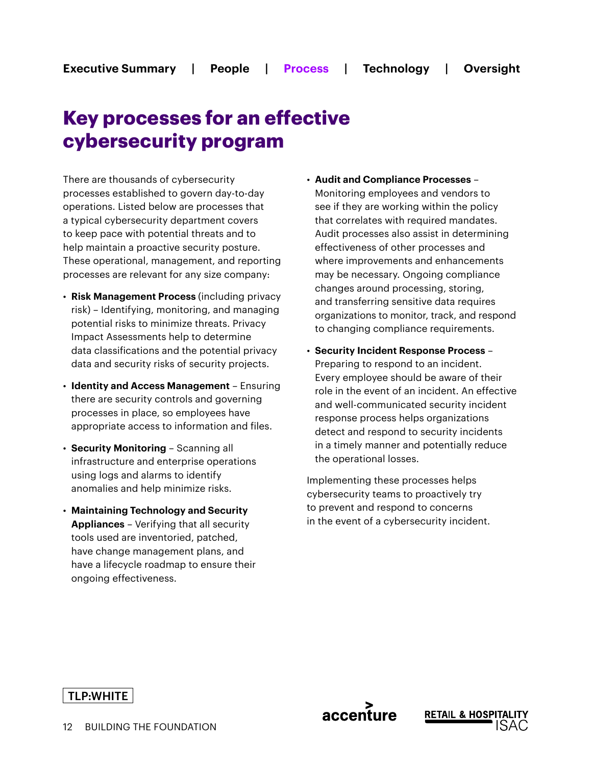# Key processes for an effective cybersecurity program

There are thousands of cybersecurity processes established to govern day-to-day operations. Listed below are processes that a typical cybersecurity department covers to keep pace with potential threats and to help maintain a proactive security posture. These operational, management, and reporting processes are relevant for any size company:

- **Risk Management Process** (including privacy risk) – Identifying, monitoring, and managing potential risks to minimize threats. Privacy Impact Assessments help to determine data classifications and the potential privacy data and security risks of security projects.
- **Identity and Access Management** – Ensuring there are security controls and governing processes in place, so employees have appropriate access to information and files.
- **Security Monitoring** – Scanning all infrastructure and enterprise operations using logs and alarms to identify anomalies and help minimize risks.
- **Maintaining Technology and Security Appliances** – Verifying that all security tools used are inventoried, patched, have change management plans, and have a lifecycle roadmap to ensure their ongoing effectiveness.
- **Audit and Compliance Processes** – Monitoring employees and vendors to see if they are working within the policy that correlates with required mandates. Audit processes also assist in determining effectiveness of other processes and where improvements and enhancements may be necessary. Ongoing compliance changes around processing, storing, and transferring sensitive data requires organizations to monitor, track, and respond to changing compliance requirements.
- **Security Incident Response Process** – Preparing to respond to an incident. Every employee should be aware of their role in the event of an incident. An effective and well-communicated security incident response process helps organizations detect and respond to security incidents in a timely manner and potentially reduce the operational losses.

Implementing these processes helps cybersecurity teams to proactively try to prevent and respond to concerns in the event of a cybersecurity incident.

TLP:WHITE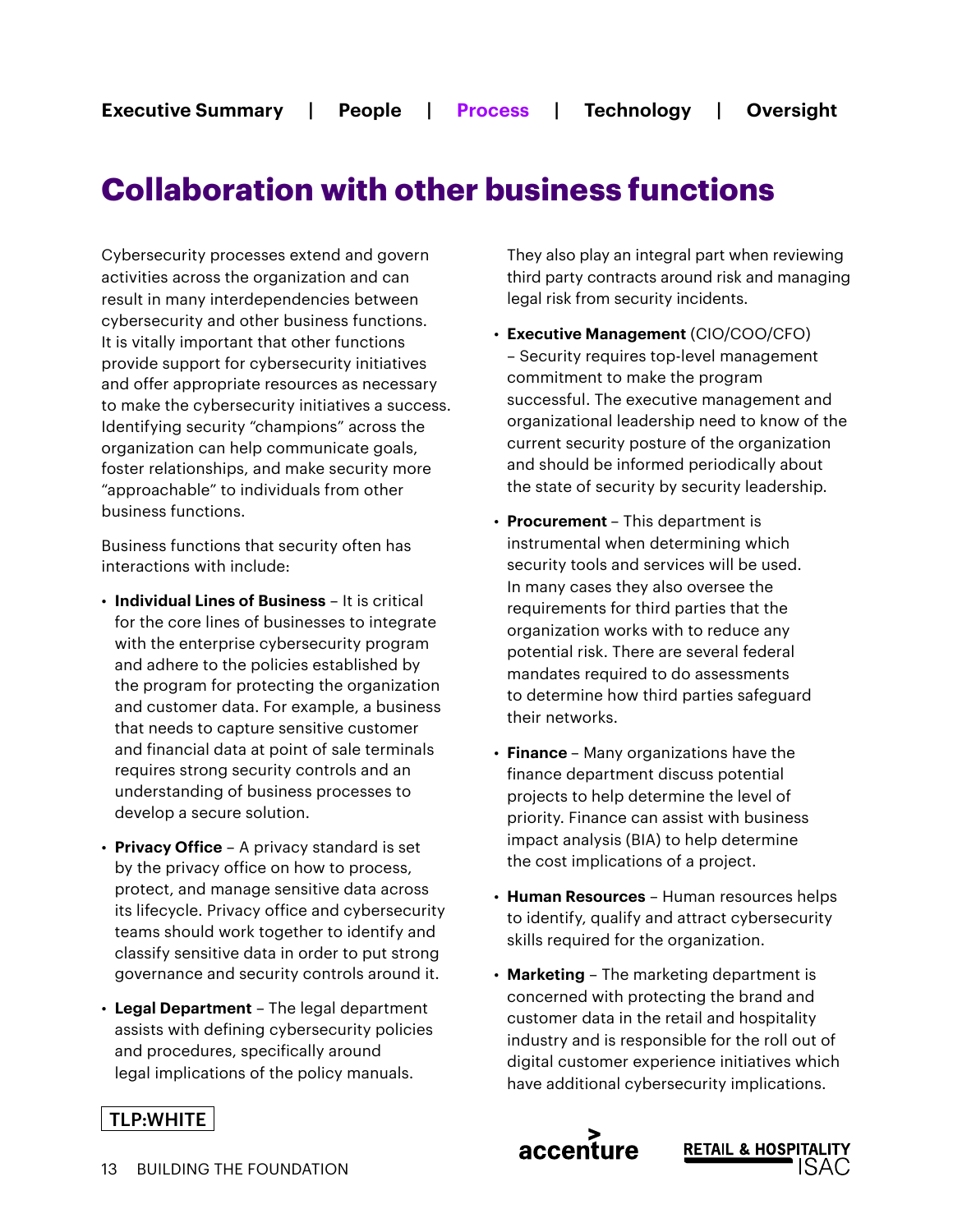# Collaboration with other business functions

Cybersecurity processes extend and govern activities across the organization and can result in many interdependencies between cybersecurity and other business functions. It is vitally important that other functions provide support for cybersecurity initiatives and offer appropriate resources as necessary to make the cybersecurity initiatives a success. Identifying security "champions" across the organization can help communicate goals, foster relationships, and make security more "approachable" to individuals from other business functions.

Business functions that security often has interactions with include:

- **Individual Lines of Business** – It is critical for the core lines of businesses to integrate with the enterprise cybersecurity program and adhere to the policies established by the program for protecting the organization and customer data. For example, a business that needs to capture sensitive customer and financial data at point of sale terminals requires strong security controls and an understanding of business processes to develop a secure solution.
- **Privacy Office** – A privacy standard is set by the privacy office on how to process, protect, and manage sensitive data across its lifecycle. Privacy office and cybersecurity teams should work together to identify and classify sensitive data in order to put strong governance and security controls around it.
- **Legal Department** – The legal department assists with defining cybersecurity policies and procedures, specifically around legal implications of the policy manuals. They also play an integral part when reviewing third party contracts around risk and managing legal risk from security incidents.
- **Executive Management** (CIO/COO/CFO) – Security requires top-level management commitment to make the program successful. The executive management and organizational leadership need to know of the current security posture of the organization and should be informed periodically about the state of security by security leadership.
- **Procurement** – This department is instrumental when determining which security tools and services will be used. In many cases they also oversee the requirements for third parties that the organization works with to reduce any potential risk. There are several federal mandates required to do assessments to determine how third parties safeguard their networks.
- **Finance** – Many organizations have the finance department discuss potential projects to help determine the level of priority. Finance can assist with business impact analysis (BIA) to help determine the cost implications of a project.
- **Human Resources** – Human resources helps to identify, qualify and attract cybersecurity skills required for the organization.
- **Marketing** – The marketing department is concerned with protecting the brand and customer data in the retail and hospitality industry and is responsible for the roll out of digital customer experience initiatives which have additional cybersecurity implications.

TLP:WHITE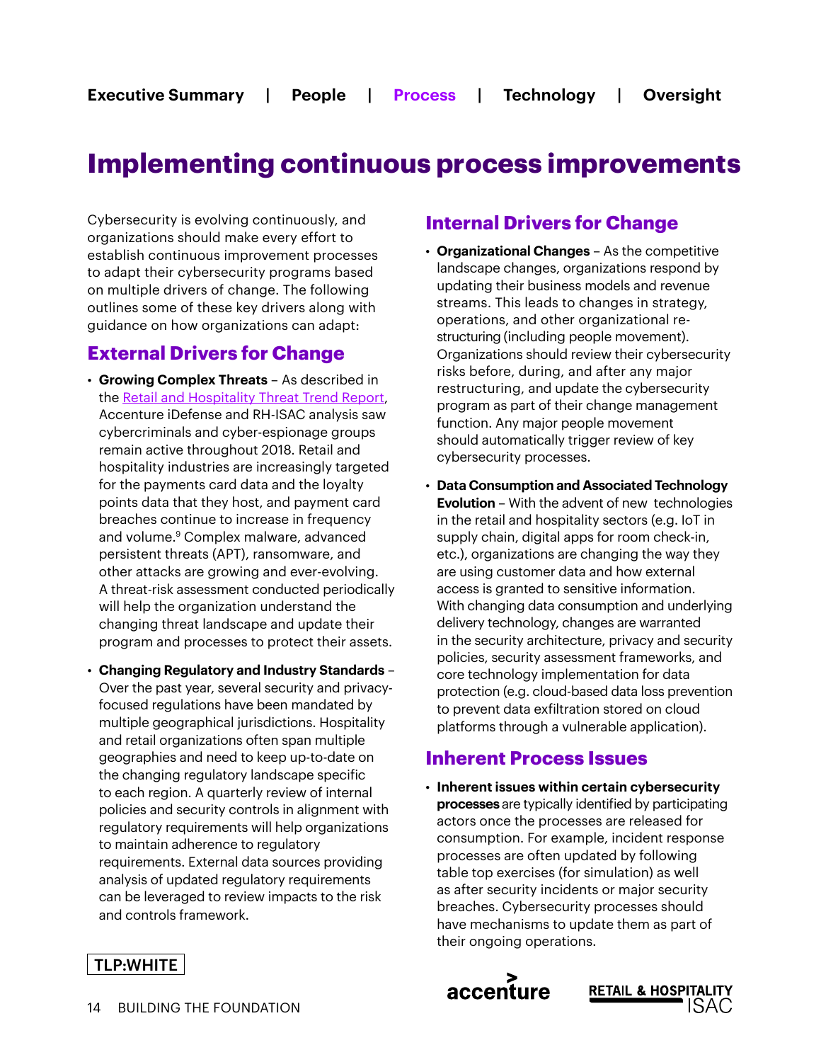# Implementing continuous process improvements

Cybersecurity is evolving continuously, and organizations should make every effort to establish continuous improvement processes to adapt their cybersecurity programs based on multiple drivers of change. The following outlines some of these key drivers along with guidance on how organizations can adapt:

## External Drivers for Change

- **Growing Complex Threats** – As described in the Retail and Hospitality Threat Trend Report, Accenture iDefense and RH-ISAC analysis saw cybercriminals and cyber-espionage groups remain active throughout 2018. Retail and hospitality industries are increasingly targeted for the payments card data and the loyalty points data that they host, and payment card breaches continue to increase in frequency and volume.[9] Complex malware, advanced persistent threats (APT), ransomware, and other attacks are growing and ever-evolving. A threat-risk assessment conducted periodically will help the organization understand the changing threat landscape and update their program and processes to protect their assets.

- **Changing Regulatory and Industry Standards** – Over the past year, several security and privacy-focused regulations have been mandated by multiple geographical jurisdictions. Hospitality and retail organizations often span multiple geographies and need to keep up-to-date on the changing regulatory landscape specific to each region. A quarterly review of internal policies and security controls in alignment with regulatory requirements will help organizations to maintain adherence to regulatory requirements. External data sources providing analysis of updated regulatory requirements can be leveraged to review impacts to the risk and controls framework.

## Internal Drivers for Change

- **Organizational Changes** – As the competitive landscape changes, organizations respond by updating their business models and revenue streams. This leads to changes in strategy, operations, and other organizational re-structuring (including people movement). Organizations should review their cybersecurity risks before, during, and after any major restructuring, and update the cybersecurity program as part of their change management function. Any major people movement should automatically trigger review of key cybersecurity processes.

- **Data Consumption and Associated Technology Evolution** – With the advent of new technologies in the retail and hospitality sectors (e.g. IoT in supply chain, digital apps for room check-in, etc.), organizations are changing the way they are using customer data and how external access is granted to sensitive information. With changing data consumption and underlying delivery technology, changes are warranted in the security architecture, privacy and security policies, security assessment frameworks, and core technology implementation for data protection (e.g. cloud-based data loss prevention to prevent data exfiltration stored on cloud platforms through a vulnerable application).

## Inherent Process Issues

- **Inherent issues within certain cybersecurity processes** are typically identified by participating actors once the processes are released for consumption. For example, incident response processes are often updated by following table top exercises (for simulation) as well as after security incidents or major security breaches. Cybersecurity processes should have mechanisms to update them as part of their ongoing operations.

TLP:WHITE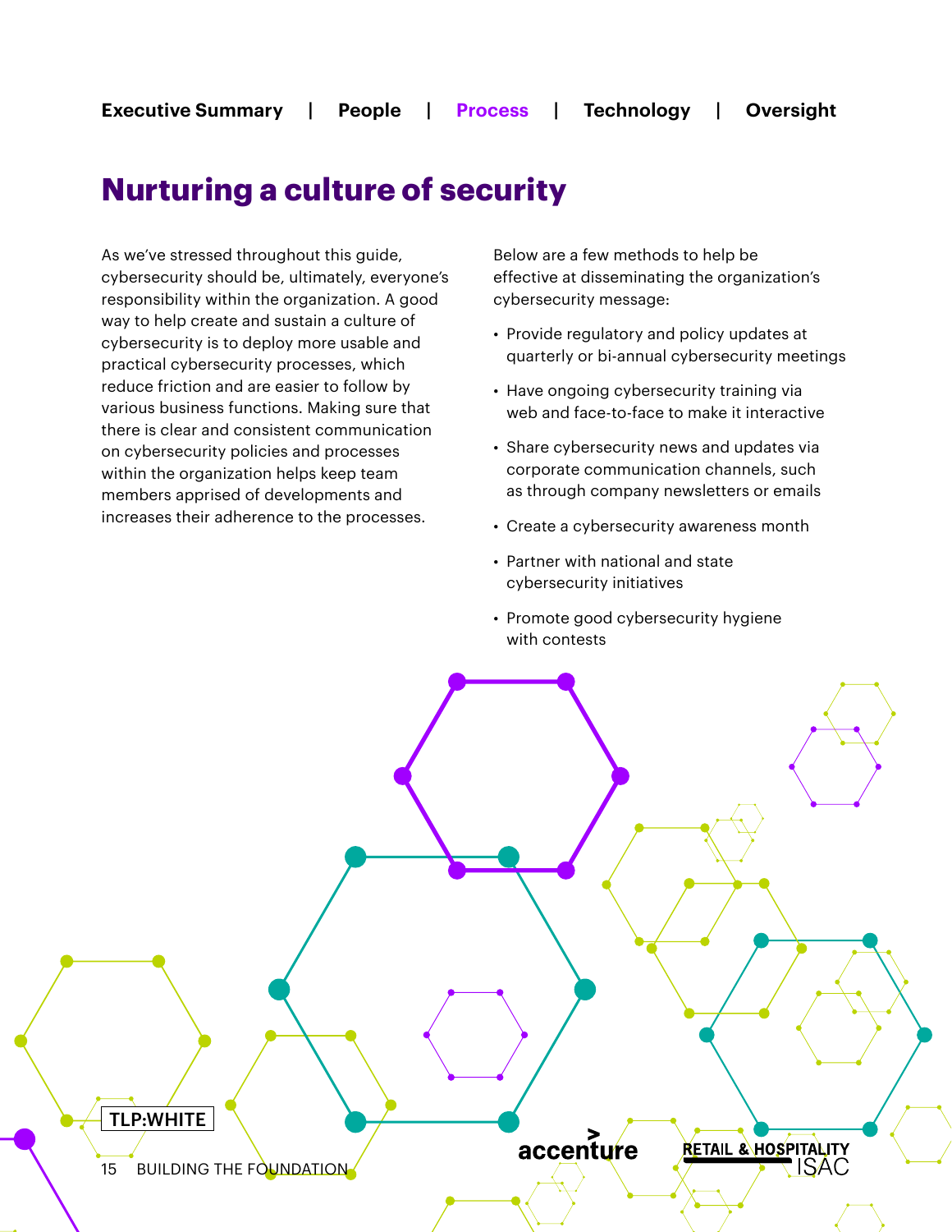# Nurturing a culture of security

As we've stressed throughout this guide, cybersecurity should be, ultimately, everyone's responsibility within the organization. A good way to help create and sustain a culture of cybersecurity is to deploy more usable and practical cybersecurity processes, which reduce friction and are easier to follow by various business functions. Making sure that there is clear and consistent communication on cybersecurity policies and processes within the organization helps keep team members apprised of developments and increases their adherence to the processes.

Below are a few methods to help be effective at disseminating the organization's cybersecurity message:

- Provide regulatory and policy updates at quarterly or bi-annual cybersecurity meetings
- Have ongoing cybersecurity training via web and face-to-face to make it interactive
- Share cybersecurity news and updates via corporate communication channels, such as through company newsletters or emails
- Create a cybersecurity awareness month
- Partner with national and state cybersecurity initiatives
- Promote good cybersecurity hygiene with contests

TLP:WHITE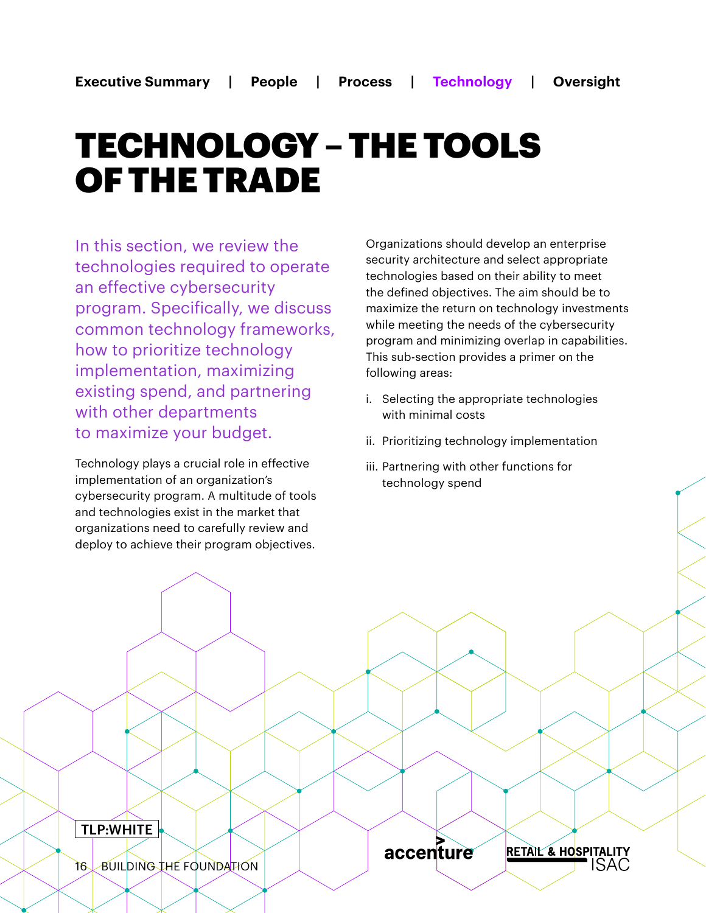# TECHNOLOGY – THE TOOLS OF THE TRADE

In this section, we review the technologies required to operate an effective cybersecurity program. Specifically, we discuss common technology frameworks, how to prioritize technology implementation, maximizing existing spend, and partnering with other departments to maximize your budget.

Technology plays a crucial role in effective implementation of an organization's cybersecurity program. A multitude of tools and technologies exist in the market that organizations need to carefully review and deploy to achieve their program objectives.

Organizations should develop an enterprise security architecture and select appropriate technologies based on their ability to meet the defined objectives. The aim should be to maximize the return on technology investments while meeting the needs of the cybersecurity program and minimizing overlap in capabilities. This sub-section provides a primer on the following areas:

i. Selecting the appropriate technologies with minimal costs

ii. Prioritizing technology implementation

iii. Partnering with other functions for technology spend

TLP:WHITE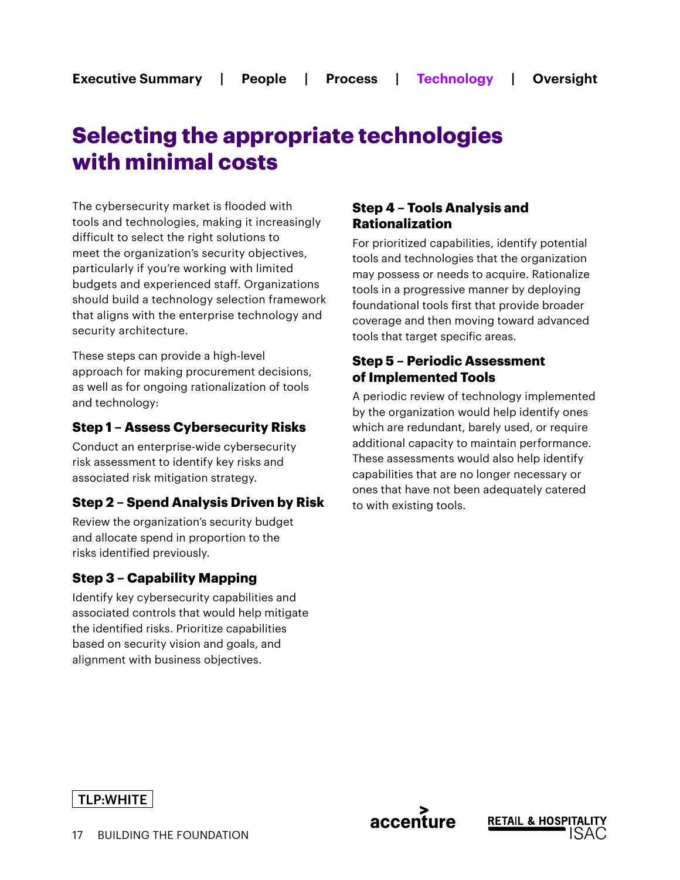## Selecting the appropriate technologies with minimal costs

The cybersecurity market is flooded with tools and technologies, making it increasingly difficult to select the right solutions to meet the organization's security objectives, particularly if you're working with limited budgets and experienced staff. Organizations should build a technology selection framework that aligns with the enterprise technology and security architecture.

These steps can provide a high-level approach for making procurement decisions, as well as for ongoing rationalization of tools and technology:

### Step 1 – Assess Cybersecurity Risks

Conduct an enterprise-wide cybersecurity risk assessment to identify key risks and associated risk mitigation strategy.

### Step 2 – Spend Analysis Driven by Risk

Review the organization's security budget and allocate spend in proportion to the risks identified previously.

### Step 3 – Capability Mapping

Identify key cybersecurity capabilities and associated controls that would help mitigate the identified risks. Prioritize capabilities based on security vision and goals, and alignment with business objectives.

### Step 4 – Tools Analysis and Rationalization

For prioritized capabilities, identify potential tools and technologies that the organization may possess or needs to acquire. Rationalize tools in a progressive manner by deploying foundational tools first that provide broader coverage and then moving toward advanced tools that target specific areas.

### Step 5 – Periodic Assessment of Implemented Tools

A periodic review of technology implemented by the organization would help identify ones which are redundant, barely used, or require additional capacity to maintain performance. These assessments would also help identify capabilities that are no longer necessary or ones that have not been adequately catered to with existing tools.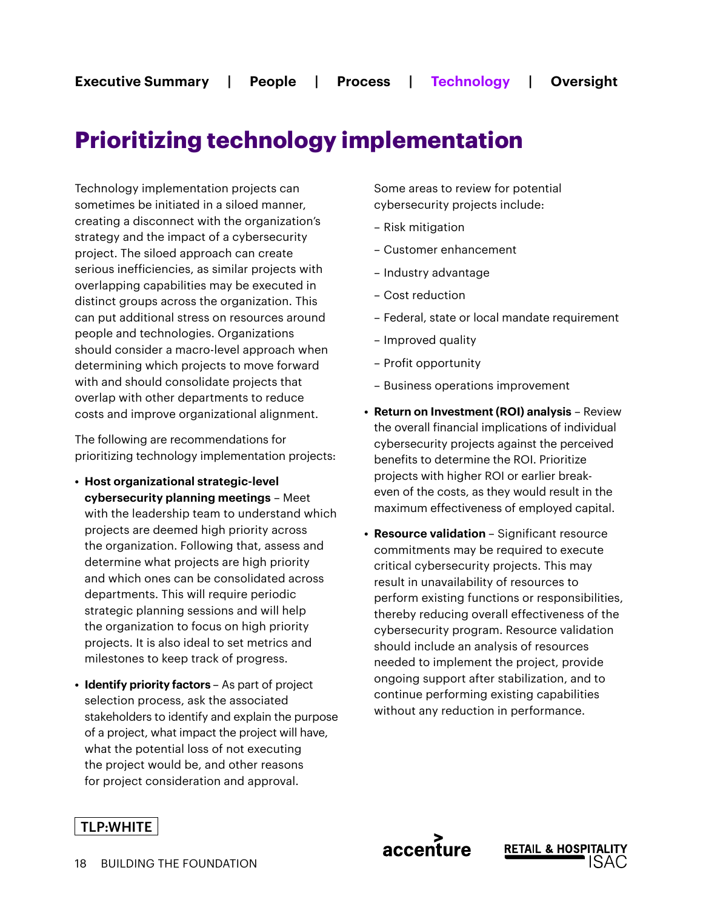# Prioritizing technology implementation

Technology implementation projects can sometimes be initiated in a siloed manner, creating a disconnect with the organization's strategy and the impact of a cybersecurity project. The siloed approach can create serious inefficiencies, as similar projects with overlapping capabilities may be executed in distinct groups across the organization. This can put additional stress on resources around people and technologies. Organizations should consider a macro-level approach when determining which projects to move forward with and should consolidate projects that overlap with other departments to reduce costs and improve organizational alignment.

The following are recommendations for prioritizing technology implementation projects:

- **Host organizational strategic-level cybersecurity planning meetings** – Meet with the leadership team to understand which projects are deemed high priority across the organization. Following that, assess and determine what projects are high priority and which ones can be consolidated across departments. This will require periodic strategic planning sessions and will help the organization to focus on high priority projects. It is also ideal to set metrics and milestones to keep track of progress.
- **Identify priority factors** – As part of project selection process, ask the associated stakeholders to identify and explain the purpose of a project, what impact the project will have, what the potential loss of not executing the project would be, and other reasons for project consideration and approval.

  Some areas to review for potential cybersecurity projects include:

  – Risk mitigation

  – Customer enhancement

  – Industry advantage

  – Cost reduction

  – Federal, state or local mandate requirement

  – Improved quality

  – Profit opportunity

  – Business operations improvement
- **Return on Investment (ROI) analysis** – Review the overall financial implications of individual cybersecurity projects against the perceived benefits to determine the ROI. Prioritize projects with higher ROI or earlier break-even of the costs, as they would result in the maximum effectiveness of employed capital.
- **Resource validation** – Significant resource commitments may be required to execute critical cybersecurity projects. This may result in unavailability of resources to perform existing functions or responsibilities, thereby reducing overall effectiveness of the cybersecurity program. Resource validation should include an analysis of resources needed to implement the project, provide ongoing support after stabilization, and to continue performing existing capabilities without any reduction in performance.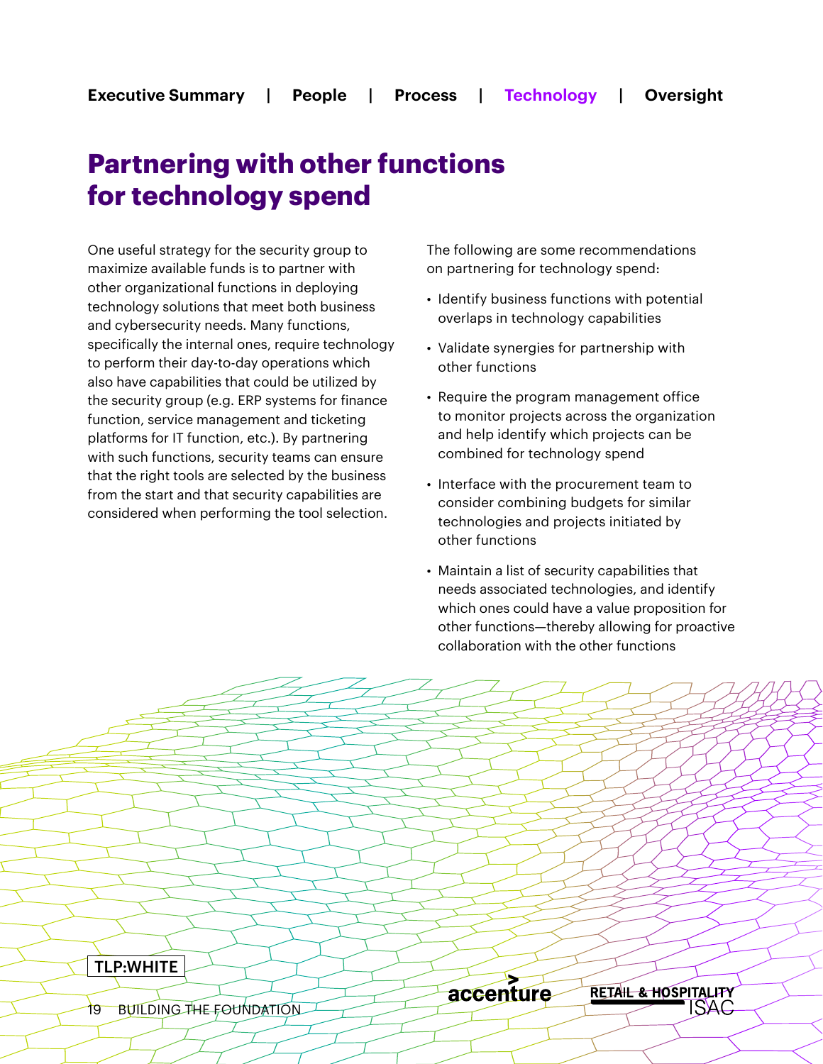# Partnering with other functions for technology spend

One useful strategy for the security group to maximize available funds is to partner with other organizational functions in deploying technology solutions that meet both business and cybersecurity needs. Many functions, specifically the internal ones, require technology to perform their day-to-day operations which also have capabilities that could be utilized by the security group (e.g. ERP systems for finance function, service management and ticketing platforms for IT function, etc.). By partnering with such functions, security teams can ensure that the right tools are selected by the business from the start and that security capabilities are considered when performing the tool selection.

The following are some recommendations on partnering for technology spend:

- Identify business functions with potential overlaps in technology capabilities
- Validate synergies for partnership with other functions
- Require the program management office to monitor projects across the organization and help identify which projects can be combined for technology spend
- Interface with the procurement team to consider combining budgets for similar technologies and projects initiated by other functions
- Maintain a list of security capabilities that needs associated technologies, and identify which ones could have a value proposition for other functions—thereby allowing for proactive collaboration with the other functions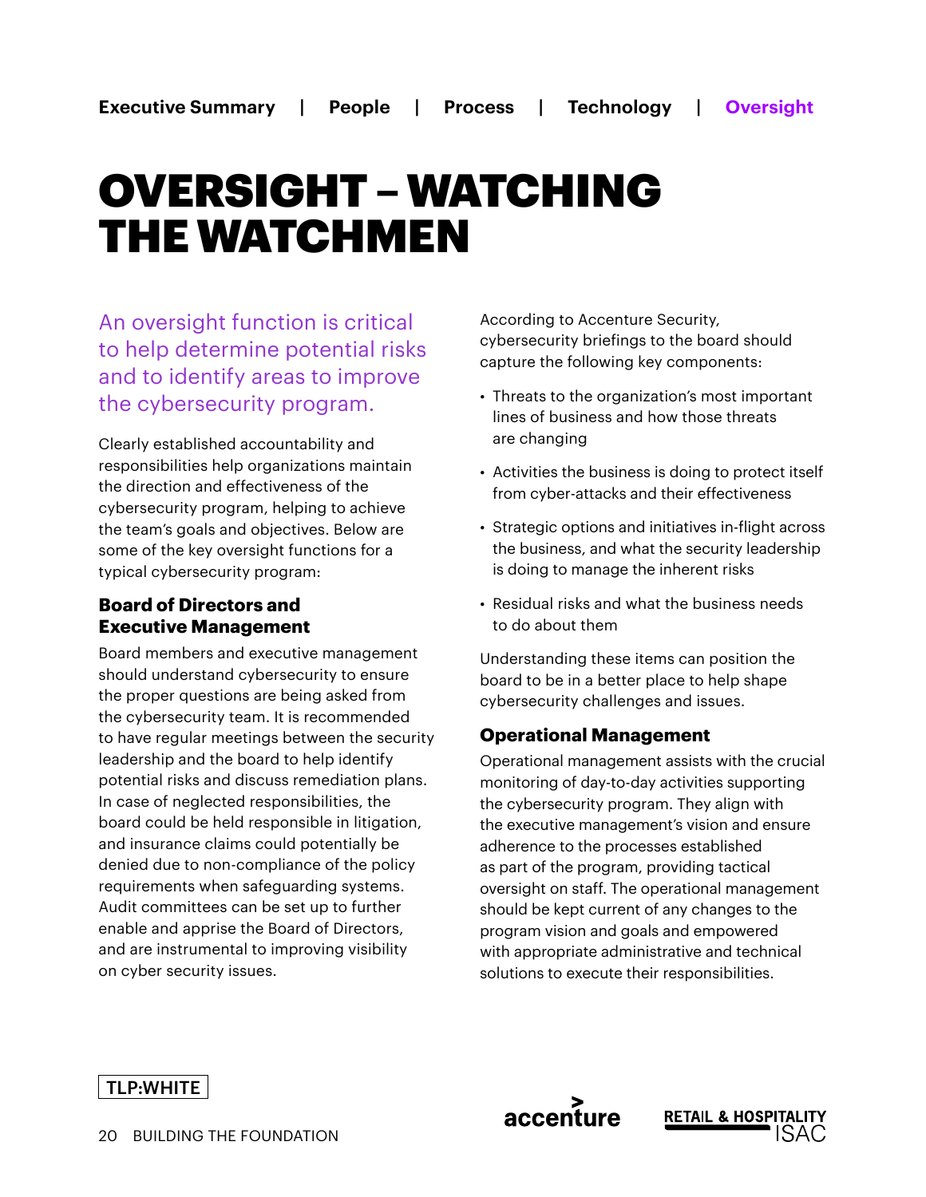# OVERSIGHT – WATCHING THE WATCHMEN

An oversight function is critical to help determine potential risks and to identify areas to improve the cybersecurity program.

Clearly established accountability and responsibilities help organizations maintain the direction and effectiveness of the cybersecurity program, helping to achieve the team's goals and objectives. Below are some of the key oversight functions for a typical cybersecurity program:

### Board of Directors and Executive Management

Board members and executive management should understand cybersecurity to ensure the proper questions are being asked from the cybersecurity team. It is recommended to have regular meetings between the security leadership and the board to help identify potential risks and discuss remediation plans. In case of neglected responsibilities, the board could be held responsible in litigation, and insurance claims could potentially be denied due to non-compliance of the policy requirements when safeguarding systems. Audit committees can be set up to further enable and apprise the Board of Directors, and are instrumental to improving visibility on cyber security issues.

According to Accenture Security, cybersecurity briefings to the board should capture the following key components:

- Threats to the organization's most important lines of business and how those threats are changing
- Activities the business is doing to protect itself from cyber-attacks and their effectiveness
- Strategic options and initiatives in-flight across the business, and what the security leadership is doing to manage the inherent risks
- Residual risks and what the business needs to do about them

Understanding these items can position the board to be in a better place to help shape cybersecurity challenges and issues.

### Operational Management

Operational management assists with the crucial monitoring of day-to-day activities supporting the cybersecurity program. They align with the executive management's vision and ensure adherence to the processes established as part of the program, providing tactical oversight on staff. The operational management should be kept current of any changes to the program vision and goals and empowered with appropriate administrative and technical solutions to execute their responsibilities.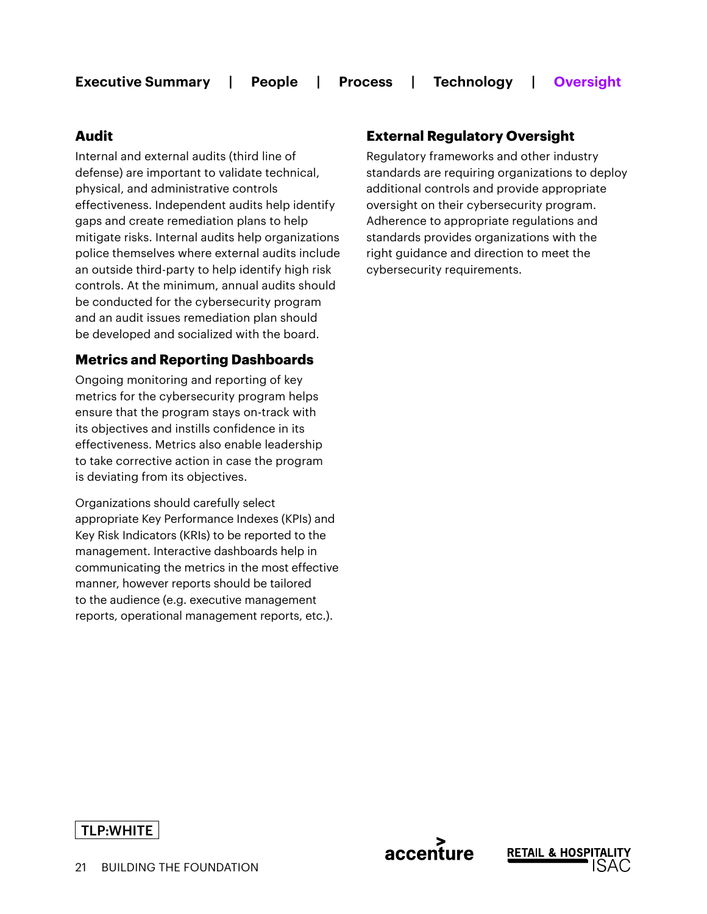## Audit

Internal and external audits (third line of defense) are important to validate technical, physical, and administrative controls effectiveness. Independent audits help identify gaps and create remediation plans to help mitigate risks. Internal audits help organizations police themselves where external audits include an outside third-party to help identify high risk controls. At the minimum, annual audits should be conducted for the cybersecurity program and an audit issues remediation plan should be developed and socialized with the board.

## Metrics and Reporting Dashboards

Ongoing monitoring and reporting of key metrics for the cybersecurity program helps ensure that the program stays on-track with its objectives and instills confidence in its effectiveness. Metrics also enable leadership to take corrective action in case the program is deviating from its objectives.

Organizations should carefully select appropriate Key Performance Indexes (KPIs) and Key Risk Indicators (KRIs) to be reported to the management. Interactive dashboards help in communicating the metrics in the most effective manner, however reports should be tailored to the audience (e.g. executive management reports, operational management reports, etc.).

## External Regulatory Oversight

Regulatory frameworks and other industry standards are requiring organizations to deploy additional controls and provide appropriate oversight on their cybersecurity program. Adherence to appropriate regulations and standards provides organizations with the right guidance and direction to meet the cybersecurity requirements.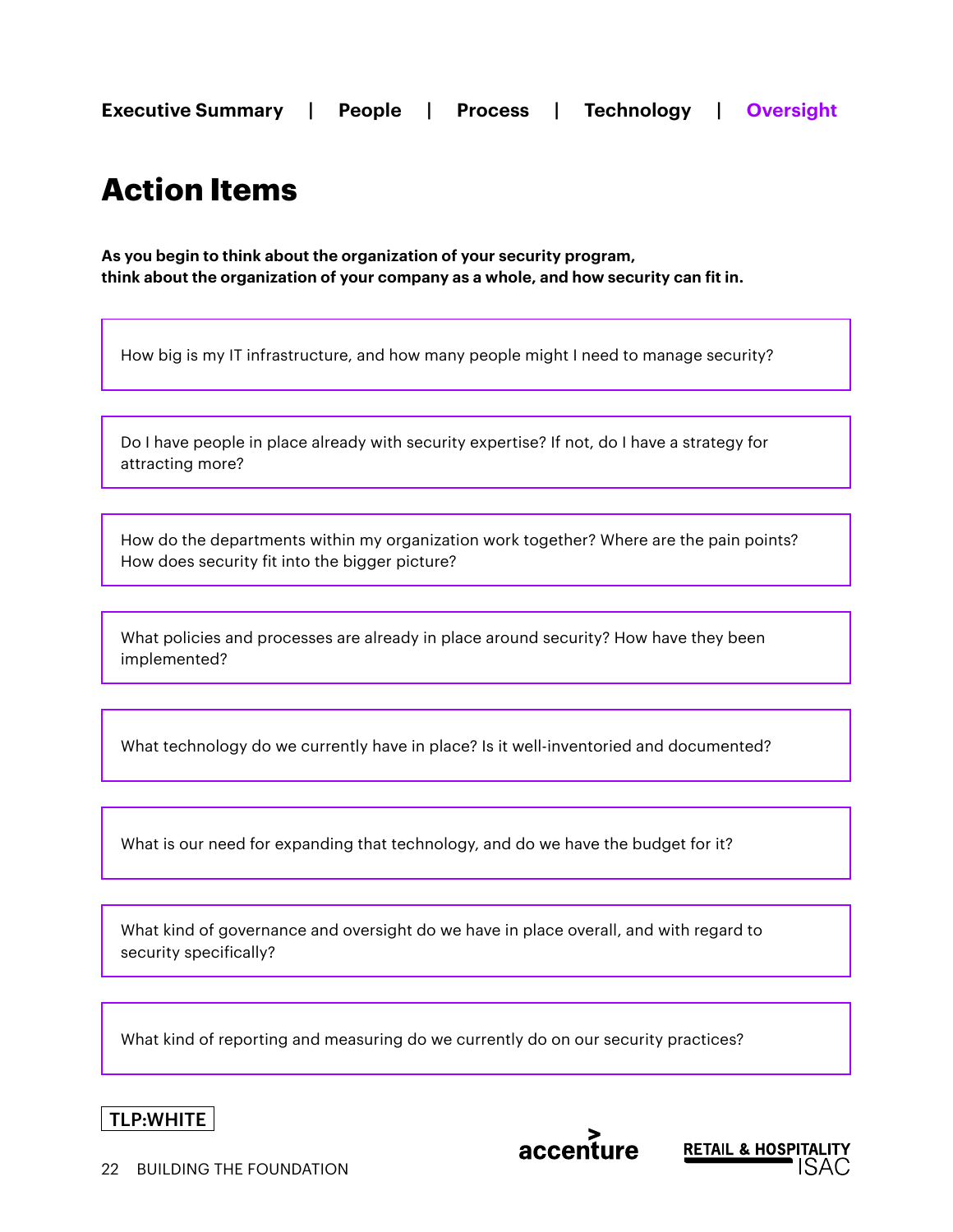# Action Items

**As you begin to think about the organization of your security program, think about the organization of your company as a whole, and how security can fit in.**

How big is my IT infrastructure, and how many people might I need to manage security?

Do I have people in place already with security expertise? If not, do I have a strategy for attracting more?

How do the departments within my organization work together? Where are the pain points? How does security fit into the bigger picture?

What policies and processes are already in place around security? How have they been implemented?

What technology do we currently have in place? Is it well-inventoried and documented?

What is our need for expanding that technology, and do we have the budget for it?

What kind of governance and oversight do we have in place overall, and with regard to security specifically?

What kind of reporting and measuring do we currently do on our security practices?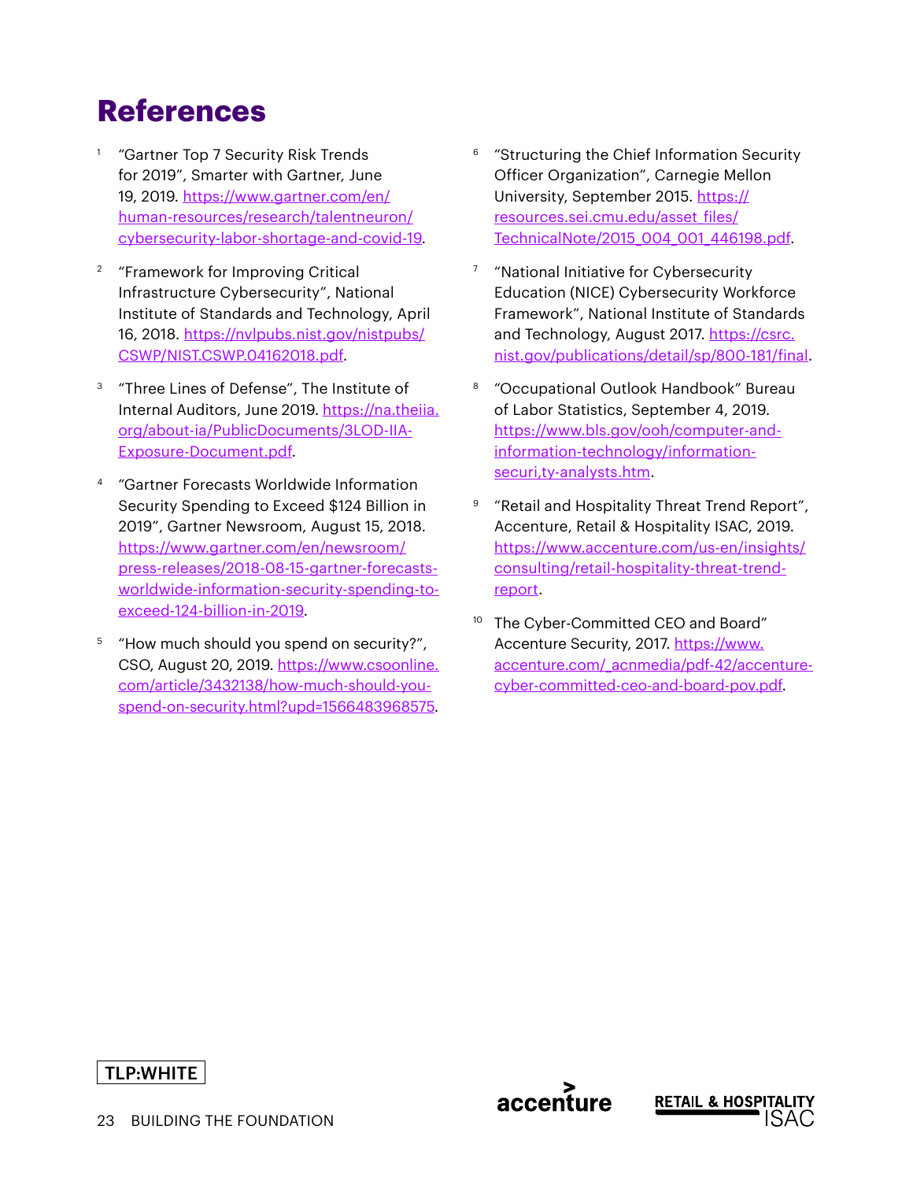# References

1. "Gartner Top 7 Security Risk Trends for 2019", Smarter with Gartner, June 19, 2019. https://www.gartner.com/en/human-resources/research/talentneuron/cybersecurity-labor-shortage-and-covid-19.

2. "Framework for Improving Critical Infrastructure Cybersecurity", National Institute of Standards and Technology, April 16, 2018. https://nvlpubs.nist.gov/nistpubs/CSWP/NIST.CSWP.04162018.pdf.

3. "Three Lines of Defense", The Institute of Internal Auditors, June 2019. https://na.theiia.org/about-ia/PublicDocuments/3LOD-IIA-Exposure-Document.pdf.

4. "Gartner Forecasts Worldwide Information Security Spending to Exceed $124 Billion in 2019", Gartner Newsroom, August 15, 2018. https://www.gartner.com/en/newsroom/press-releases/2018-08-15-gartner-forecasts-worldwide-information-security-spending-to-exceed-124-billion-in-2019.

5. "How much should you spend on security?", CSO, August 20, 2019. https://www.csoonline.com/article/3432138/how-much-should-you-spend-on-security.html?upd=1566483968575.

6. "Structuring the Chief Information Security Officer Organization", Carnegie Mellon University, September 2015. https://resources.sei.cmu.edu/asset_files/TechnicalNote/2015_004_001_446198.pdf.

7. "National Initiative for Cybersecurity Education (NICE) Cybersecurity Workforce Framework", National Institute of Standards and Technology, August 2017. https://csrc.nist.gov/publications/detail/sp/800-181/final.

8. "Occupational Outlook Handbook" Bureau of Labor Statistics, September 4, 2019. https://www.bls.gov/ooh/computer-and-information-technology/information-securi,ty-analysts.htm.

9. "Retail and Hospitality Threat Trend Report", Accenture, Retail & Hospitality ISAC, 2019. https://www.accenture.com/us-en/insights/consulting/retail-hospitality-threat-trend-report.

10. The Cyber-Committed CEO and Board" Accenture Security, 2017. https://www.accenture.com/_acnmedia/pdf-42/accenture-cyber-committed-ceo-and-board-pov.pdf.

TLP:WHITE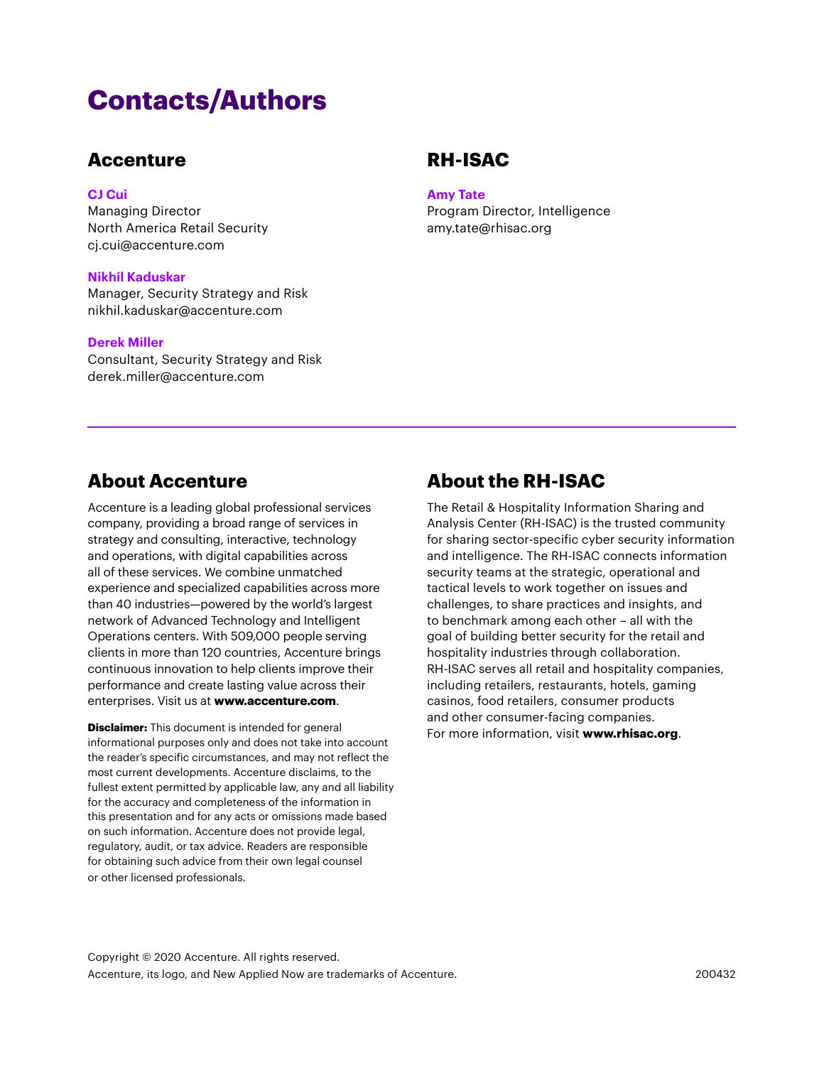# Contacts/Authors

## Accenture

**CJ Cui**
Managing Director
North America Retail Security
cj.cui@accenture.com

**Nikhil Kaduskar**
Manager, Security Strategy and Risk
nikhil.kaduskar@accenture.com

**Derek Miller**
Consultant, Security Strategy and Risk
derek.miller@accenture.com

## RH-ISAC

**Amy Tate**
Program Director, Intelligence
amy.tate@rhisac.org

---

## About Accenture

Accenture is a leading global professional services company, providing a broad range of services in strategy and consulting, interactive, technology and operations, with digital capabilities across all of these services. We combine unmatched experience and specialized capabilities across more than 40 industries—powered by the world's largest network of Advanced Technology and Intelligent Operations centers. With 509,000 people serving clients in more than 120 countries, Accenture brings continuous innovation to help clients improve their performance and create lasting value across their enterprises. Visit us at **www.accenture.com**.

**Disclaimer:** This document is intended for general informational purposes only and does not take into account the reader's specific circumstances, and may not reflect the most current developments. Accenture disclaims, to the fullest extent permitted by applicable law, any and all liability for the accuracy and completeness of the information in this presentation and for any acts or omissions made based on such information. Accenture does not provide legal, regulatory, audit, or tax advice. Readers are responsible for obtaining such advice from their own legal counsel or other licensed professionals.

## About the RH-ISAC

The Retail & Hospitality Information Sharing and Analysis Center (RH-ISAC) is the trusted community for sharing sector-specific cyber security information and intelligence. The RH-ISAC connects information security teams at the strategic, operational and tactical levels to work together on issues and challenges, to share practices and insights, and to benchmark among each other – all with the goal of building better security for the retail and hospitality industries through collaboration. RH-ISAC serves all retail and hospitality companies, including retailers, restaurants, hotels, gaming casinos, food retailers, consumer products and other consumer-facing companies. For more information, visit **www.rhisac.org**.

Copyright © 2020 Accenture. All rights reserved.
Accenture, its logo, and New Applied Now are trademarks of Accenture.

200432